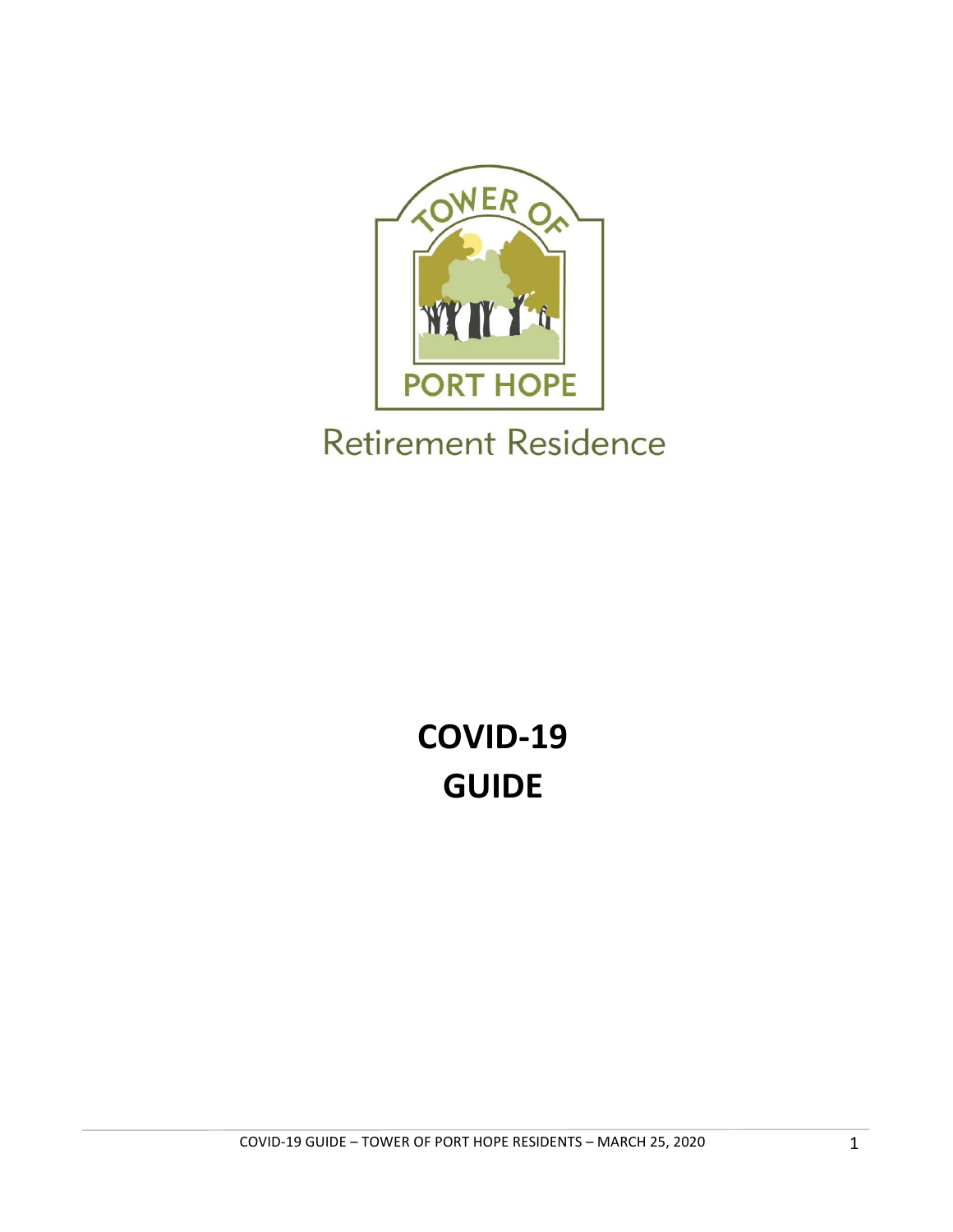TOWER OF PORT HOPE

Retirement Residence

# COVID-19 GUIDE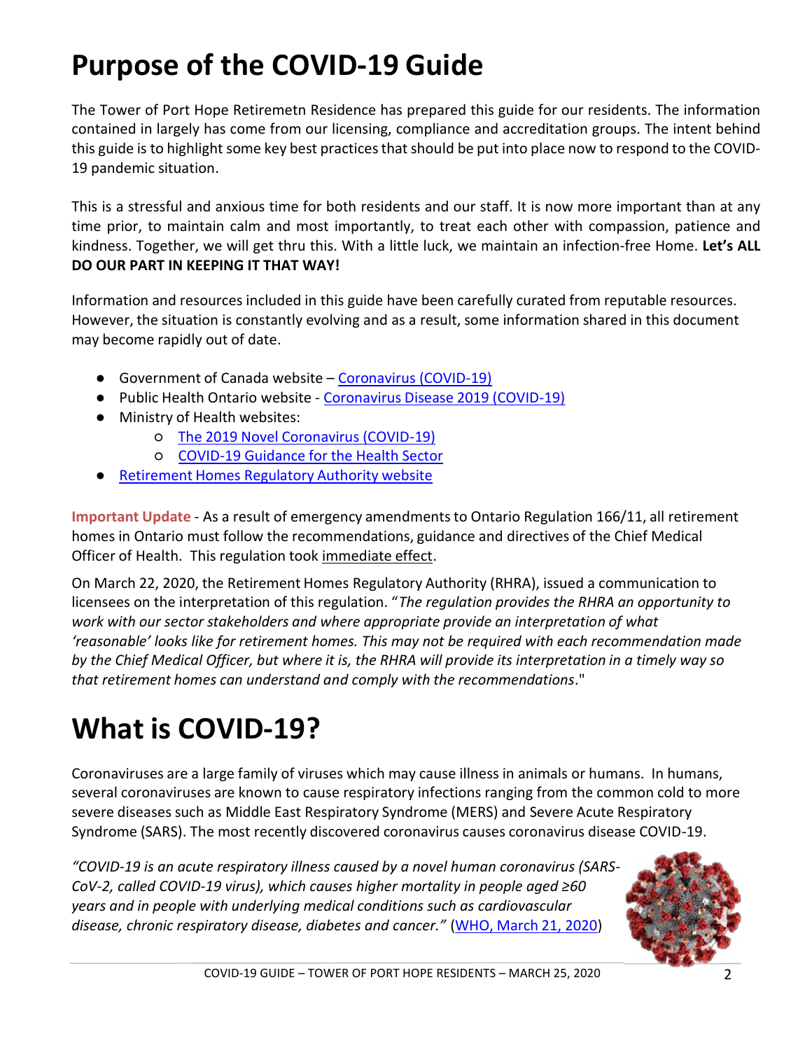# Purpose of the COVID-19 Guide

The Tower of Port Hope Retiremetn Residence has prepared this guide for our residents. The information contained in largely has come from our licensing, compliance and accreditation groups. The intent behind this guide is to highlight some key best practices that should be put into place now to respond to the COVID-19 pandemic situation.

This is a stressful and anxious time for both residents and our staff. It is now more important than at any time prior, to maintain calm and most importantly, to treat each other with compassion, patience and kindness. Together, we will get thru this. With a little luck, we maintain an infection-free Home. **Let's ALL DO OUR PART IN KEEPING IT THAT WAY!**

Information and resources included in this guide have been carefully curated from reputable resources. However, the situation is constantly evolving and as a result, some information shared in this document may become rapidly out of date.

- Government of Canada website – Coronavirus (COVID-19)
- Public Health Ontario website - Coronavirus Disease 2019 (COVID-19)
- Ministry of Health websites:
    - The 2019 Novel Coronavirus (COVID-19)
    - COVID-19 Guidance for the Health Sector
- Retirement Homes Regulatory Authority website

**Important Update** - As a result of emergency amendments to Ontario Regulation 166/11, all retirement homes in Ontario must follow the recommendations, guidance and directives of the Chief Medical Officer of Health. This regulation took immediate effect.

On March 22, 2020, the Retirement Homes Regulatory Authority (RHRA), issued a communication to licensees on the interpretation of this regulation. "*The regulation provides the RHRA an opportunity to work with our sector stakeholders and where appropriate provide an interpretation of what 'reasonable' looks like for retirement homes. This may not be required with each recommendation made by the Chief Medical Officer, but where it is, the RHRA will provide its interpretation in a timely way so that retirement homes can understand and comply with the recommendations*."

# What is COVID-19?

Coronaviruses are a large family of viruses which may cause illness in animals or humans. In humans, several coronaviruses are known to cause respiratory infections ranging from the common cold to more severe diseases such as Middle East Respiratory Syndrome (MERS) and Severe Acute Respiratory Syndrome (SARS). The most recently discovered coronavirus causes coronavirus disease COVID-19.

*"COVID-19 is an acute respiratory illness caused by a novel human coronavirus (SARS-CoV-2, called COVID-19 virus), which causes higher mortality in people aged ≥60 years and in people with underlying medical conditions such as cardiovascular disease, chronic respiratory disease, diabetes and cancer."* (WHO, March 21, 2020)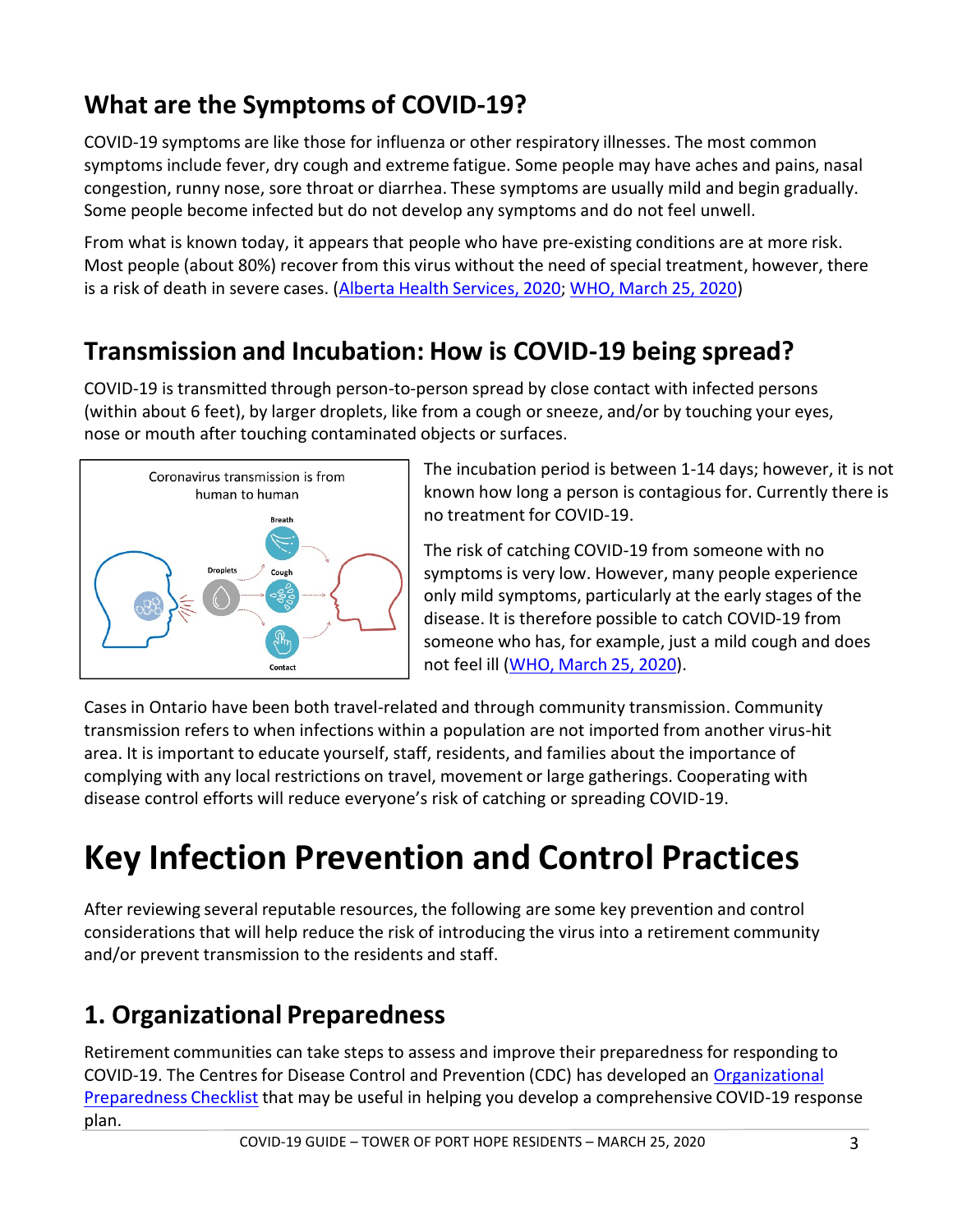## What are the Symptoms of COVID-19?

COVID-19 symptoms are like those for influenza or other respiratory illnesses. The most common symptoms include fever, dry cough and extreme fatigue. Some people may have aches and pains, nasal congestion, runny nose, sore throat or diarrhea. These symptoms are usually mild and begin gradually. Some people become infected but do not develop any symptoms and do not feel unwell.

From what is known today, it appears that people who have pre-existing conditions are at more risk. Most people (about 80%) recover from this virus without the need of special treatment, however, there is a risk of death in severe cases. (Alberta Health Services, 2020; WHO, March 25, 2020)

## Transmission and Incubation: How is COVID-19 being spread?

COVID-19 is transmitted through person-to-person spread by close contact with infected persons (within about 6 feet), by larger droplets, like from a cough or sneeze, and/or by touching your eyes, nose or mouth after touching contaminated objects or surfaces.

Coronavirus transmission is from human to human

Breath

Droplets

Cough

Contact

The incubation period is between 1-14 days; however, it is not known how long a person is contagious for. Currently there is no treatment for COVID-19.

The risk of catching COVID-19 from someone with no symptoms is very low. However, many people experience only mild symptoms, particularly at the early stages of the disease. It is therefore possible to catch COVID-19 from someone who has, for example, just a mild cough and does not feel ill (WHO, March 25, 2020).

Cases in Ontario have been both travel-related and through community transmission. Community transmission refers to when infections within a population are not imported from another virus-hit area. It is important to educate yourself, staff, residents, and families about the importance of complying with any local restrictions on travel, movement or large gatherings. Cooperating with disease control efforts will reduce everyone's risk of catching or spreading COVID-19.

# Key Infection Prevention and Control Practices

After reviewing several reputable resources, the following are some key prevention and control considerations that will help reduce the risk of introducing the virus into a retirement community and/or prevent transmission to the residents and staff.

## 1. Organizational Preparedness

Retirement communities can take steps to assess and improve their preparedness for responding to COVID-19. The Centres for Disease Control and Prevention (CDC) has developed an Organizational Preparedness Checklist that may be useful in helping you develop a comprehensive COVID-19 response plan.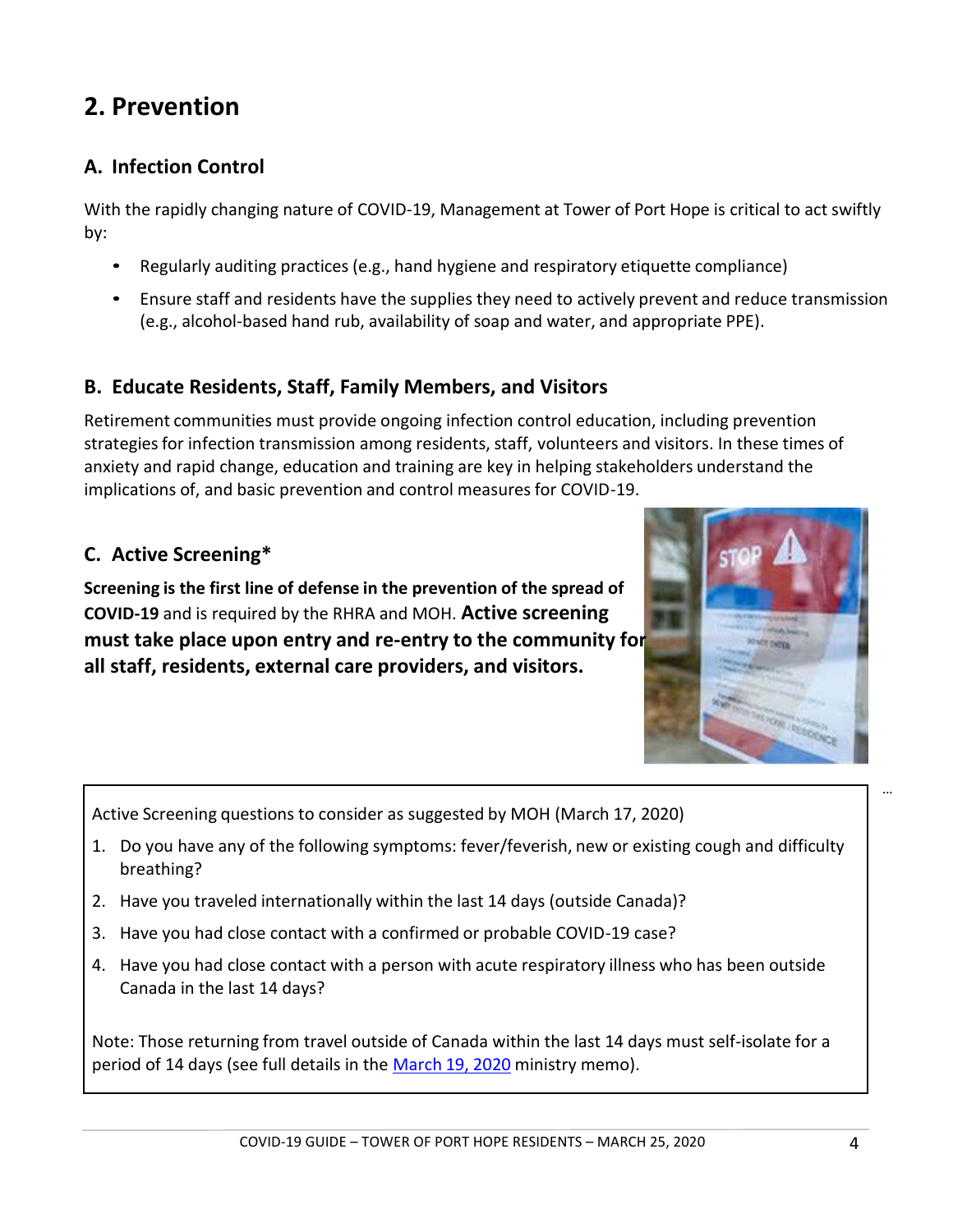## 2. Prevention

### A. Infection Control

With the rapidly changing nature of COVID-19, Management at Tower of Port Hope is critical to act swiftly by:

- Regularly auditing practices (e.g., hand hygiene and respiratory etiquette compliance)
- Ensure staff and residents have the supplies they need to actively prevent and reduce transmission (e.g., alcohol-based hand rub, availability of soap and water, and appropriate PPE).

### B. Educate Residents, Staff, Family Members, and Visitors

Retirement communities must provide ongoing infection control education, including prevention strategies for infection transmission among residents, staff, volunteers and visitors. In these times of anxiety and rapid change, education and training are key in helping stakeholders understand the implications of, and basic prevention and control measures for COVID-19.

### C. Active Screening*

**Screening is the first line of defense in the prevention of the spread of COVID-19** and is required by the RHRA and MOH. **Active screening must take place upon entry and re-entry to the community for all staff, residents, external care providers, and visitors.**

Active Screening questions to consider as suggested by MOH (March 17, 2020)

1. Do you have any of the following symptoms: fever/feverish, new or existing cough and difficulty breathing?
2. Have you traveled internationally within the last 14 days (outside Canada)?
3. Have you had close contact with a confirmed or probable COVID-19 case?
4. Have you had close contact with a person with acute respiratory illness who has been outside Canada in the last 14 days?

Note: Those returning from travel outside of Canada within the last 14 days must self-isolate for a period of 14 days (see full details in the March 19, 2020 ministry memo).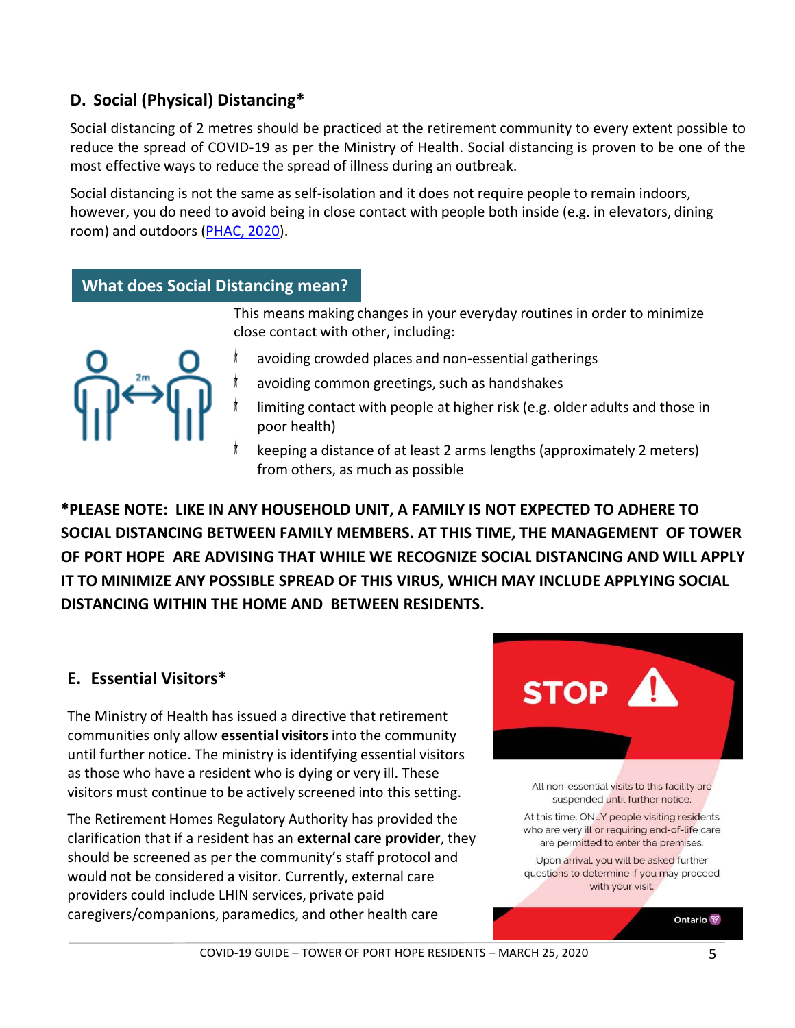## D. Social (Physical) Distancing*

Social distancing of 2 metres should be practiced at the retirement community to every extent possible to reduce the spread of COVID-19 as per the Ministry of Health. Social distancing is proven to be one of the most effective ways to reduce the spread of illness during an outbreak.

Social distancing is not the same as self-isolation and it does not require people to remain indoors, however, you do need to avoid being in close contact with people both inside (e.g. in elevators, dining room) and outdoors (PHAC, 2020).

### What does Social Distancing mean?

This means making changes in your everyday routines in order to minimize close contact with other, including:

- avoiding crowded places and non-essential gatherings
- avoiding common greetings, such as handshakes
- limiting contact with people at higher risk (e.g. older adults and those in poor health)
- keeping a distance of at least 2 arms lengths (approximately 2 meters) from others, as much as possible

**\*PLEASE NOTE: LIKE IN ANY HOUSEHOLD UNIT, A FAMILY IS NOT EXPECTED TO ADHERE TO SOCIAL DISTANCING BETWEEN FAMILY MEMBERS. AT THIS TIME, THE MANAGEMENT OF TOWER OF PORT HOPE ARE ADVISING THAT WHILE WE RECOGNIZE SOCIAL DISTANCING AND WILL APPLY IT TO MINIMIZE ANY POSSIBLE SPREAD OF THIS VIRUS, WHICH MAY INCLUDE APPLYING SOCIAL DISTANCING WITHIN THE HOME AND BETWEEN RESIDENTS.**

## E. Essential Visitors*

The Ministry of Health has issued a directive that retirement communities only allow **essential visitors** into the community until further notice. The ministry is identifying essential visitors as those who have a resident who is dying or very ill. These visitors must continue to be actively screened into this setting.

The Retirement Homes Regulatory Authority has provided the clarification that if a resident has an **external care provider**, they should be screened as per the community's staff protocol and would not be considered a visitor. Currently, external care providers could include LHIN services, private paid caregivers/companions, paramedics, and other health care

STOP

All non-essential visits to this facility are suspended until further notice.

At this time, ONLY people visiting residents who are very ill or requiring end-of-life care are permitted to enter the premises.

Upon arrival, you will be asked further questions to determine if you may proceed with your visit.

Ontario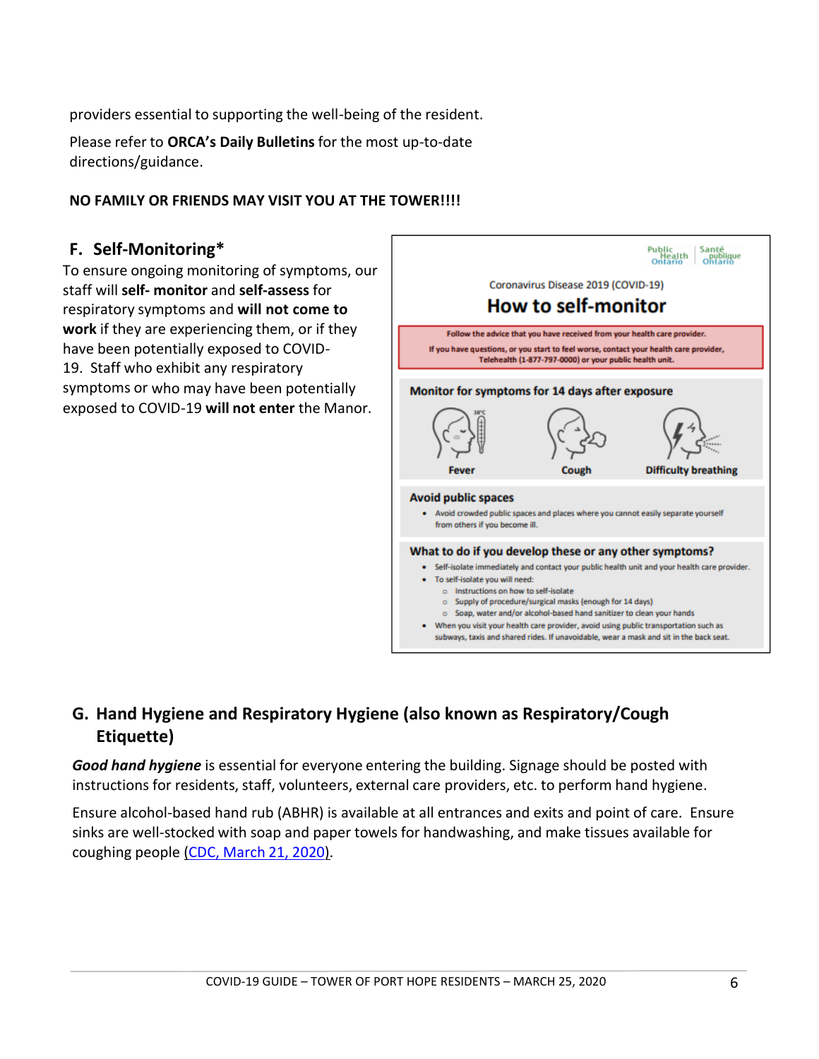providers essential to supporting the well-being of the resident.

Please refer to **ORCA's Daily Bulletins** for the most up-to-date directions/guidance.

**NO FAMILY OR FRIENDS MAY VISIT YOU AT THE TOWER!!!!**

## F. Self-Monitoring*

To ensure ongoing monitoring of symptoms, our staff will **self- monitor** and **self-assess** for respiratory symptoms and **will not come to work** if they are experiencing them, or if they have been potentially exposed to COVID-19. Staff who exhibit any respiratory symptoms or who may have been potentially exposed to COVID-19 **will not enter** the Manor.

Public Health Ontario | Santé publique Ontario

Coronavirus Disease 2019 (COVID-19)

**How to self-monitor**

**Follow the advice that you have received from your health care provider.**

**If you have questions, or you start to feel worse, contact your health care provider, Telehealth (1-877-797-0000) or your public health unit.**

**Monitor for symptoms for 14 days after exposure**

38°C

Fever | Cough | Difficulty breathing

**Avoid public spaces**

- Avoid crowded public spaces and places where you cannot easily separate yourself from others if you become ill.

**What to do if you develop these or any other symptoms?**

- Self-isolate immediately and contact your public health unit and your health care provider.
- To self-isolate you will need:
  - Instructions on how to self-isolate
  - Supply of procedure/surgical masks (enough for 14 days)
  - Soap, water and/or alcohol-based hand sanitizer to clean your hands
- When you visit your health care provider, avoid using public transportation such as subways, taxis and shared rides. If unavoidable, wear a mask and sit in the back seat.

## G. Hand Hygiene and Respiratory Hygiene (also known as Respiratory/Cough Etiquette)

***Good hand hygiene*** is essential for everyone entering the building. Signage should be posted with instructions for residents, staff, volunteers, external care providers, etc. to perform hand hygiene.

Ensure alcohol-based hand rub (ABHR) is available at all entrances and exits and point of care. Ensure sinks are well-stocked with soap and paper towels for handwashing, and make tissues available for coughing people (CDC, March 21, 2020).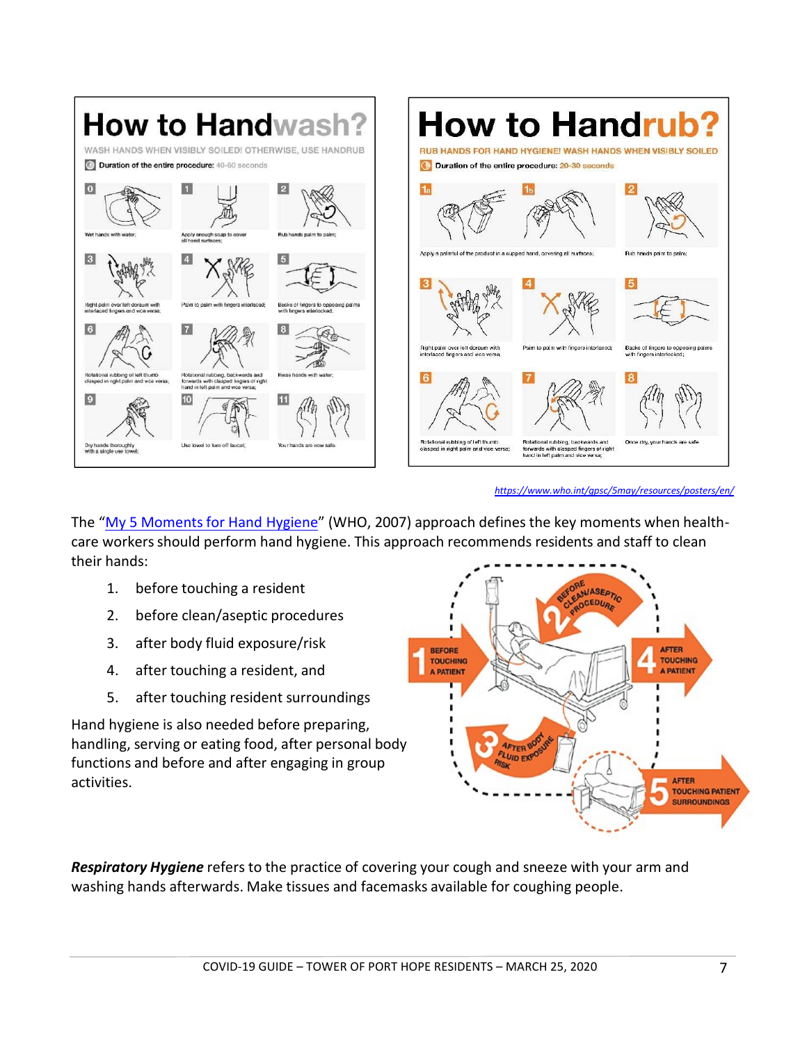# How to Handwash?

WASH HANDS WHEN VISIBLY SOILED! OTHERWISE, USE HANDRUB

Duration of the entire procedure: 40-60 seconds

0. Wet hands with water;
1. Apply enough soap to cover all hand surfaces;
2. Rub hands palm to palm;
3. Right palm over left dorsum with interlaced fingers and vice versa;
4. Palm to palm with fingers interlaced;
5. Backs of fingers to opposing palms with fingers interlocked;
6. Rotational rubbing of left thumb clasped in right palm and vice versa;
7. Rotational rubbing, backwards and forwards with clasped fingers of right hand in left palm and vice versa;
8. Rinse hands with water;
9. Dry hands thoroughly with a single use towel;
10. Use towel to turn off faucet;
11. Your hands are now safe.

# How to Handrub?

RUB HANDS FOR HAND HYGIENE! WASH HANDS WHEN VISIBLY SOILED

Duration of the entire procedure: 20-30 seconds

1a/1b. Apply a palmful of the product in a cupped hand, covering all surfaces;
2. Rub hands palm to palm;
3. Right palm over left dorsum with interlaced fingers and vice versa;
4. Palm to palm with fingers interlaced;
5. Backs of fingers to opposing palms with fingers interlocked;
6. Rotational rubbing of left thumb clasped in right palm and vice versa;
7. Rotational rubbing, backwards and forwards with clasped fingers of right hand in left palm and vice versa;
8. Once dry, your hands are safe.

*https://www.who.int/gpsc/5may/resources/posters/en/*

The "My 5 Moments for Hand Hygiene" (WHO, 2007) approach defines the key moments when health-care workers should perform hand hygiene. This approach recommends residents and staff to clean their hands:

1. before touching a resident
2. before clean/aseptic procedures
3. after body fluid exposure/risk
4. after touching a resident, and
5. after touching resident surroundings

Hand hygiene is also needed before preparing, handling, serving or eating food, after personal body functions and before and after engaging in group activities.

1 BEFORE TOUCHING A PATIENT
2 BEFORE CLEAN/ASEPTIC PROCEDURE
3 AFTER BODY FLUID EXPOSURE RISK
4 AFTER TOUCHING A PATIENT
5 AFTER TOUCHING PATIENT SURROUNDINGS

***Respiratory Hygiene*** refers to the practice of covering your cough and sneeze with your arm and washing hands afterwards. Make tissues and facemasks available for coughing people.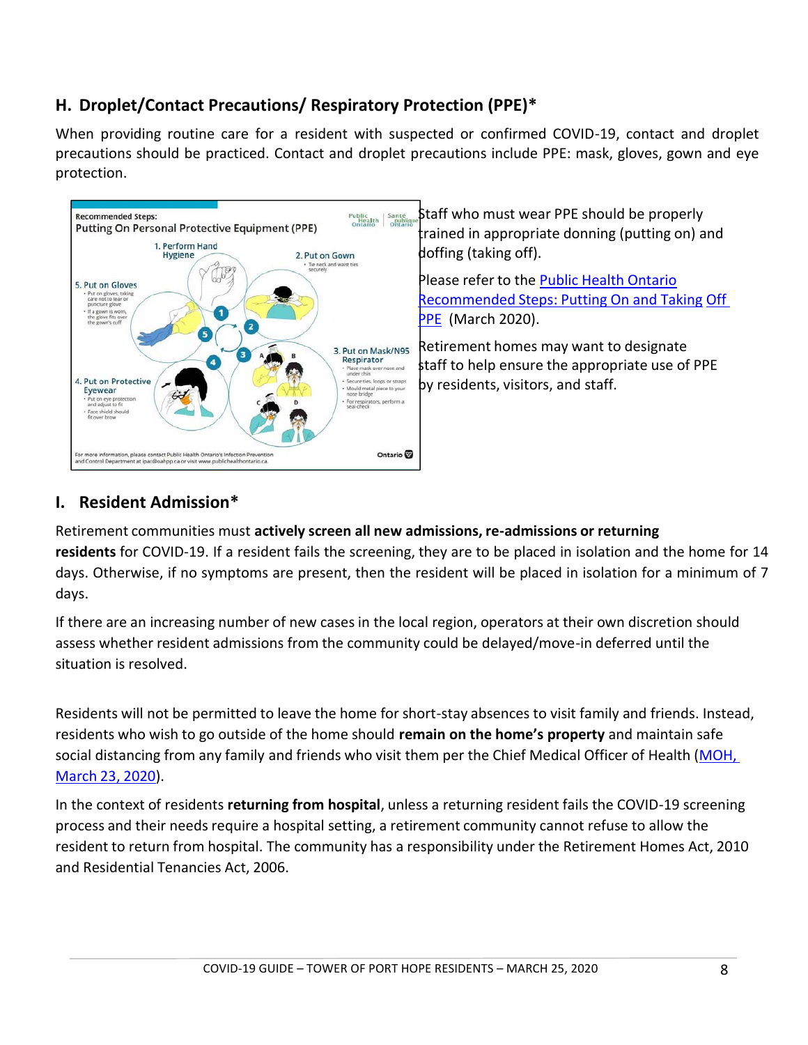## H. Droplet/Contact Precautions/ Respiratory Protection (PPE)*

When providing routine care for a resident with suspected or confirmed COVID-19, contact and droplet precautions should be practiced. Contact and droplet precautions include PPE: mask, gloves, gown and eye protection.

Staff who must wear PPE should be properly trained in appropriate donning (putting on) and doffing (taking off).

Please refer to the [Public Health Ontario Recommended Steps: Putting On and Taking Off PPE]() (March 2020).

Retirement homes may want to designate staff to help ensure the appropriate use of PPE by residents, visitors, and staff.

## I. Resident Admission*

Retirement communities must **actively screen all new admissions, re-admissions or returning residents** for COVID-19. If a resident fails the screening, they are to be placed in isolation and the home for 14 days. Otherwise, if no symptoms are present, then the resident will be placed in isolation for a minimum of 7 days.

If there are an increasing number of new cases in the local region, operators at their own discretion should assess whether resident admissions from the community could be delayed/move-in deferred until the situation is resolved.

Residents will not be permitted to leave the home for short-stay absences to visit family and friends. Instead, residents who wish to go outside of the home should **remain on the home's property** and maintain safe social distancing from any family and friends who visit them per the Chief Medical Officer of Health ([MOH, March 23, 2020]()).

In the context of residents **returning from hospital**, unless a returning resident fails the COVID-19 screening process and their needs require a hospital setting, a retirement community cannot refuse to allow the resident to return from hospital. The community has a responsibility under the Retirement Homes Act, 2010 and Residential Tenancies Act, 2006.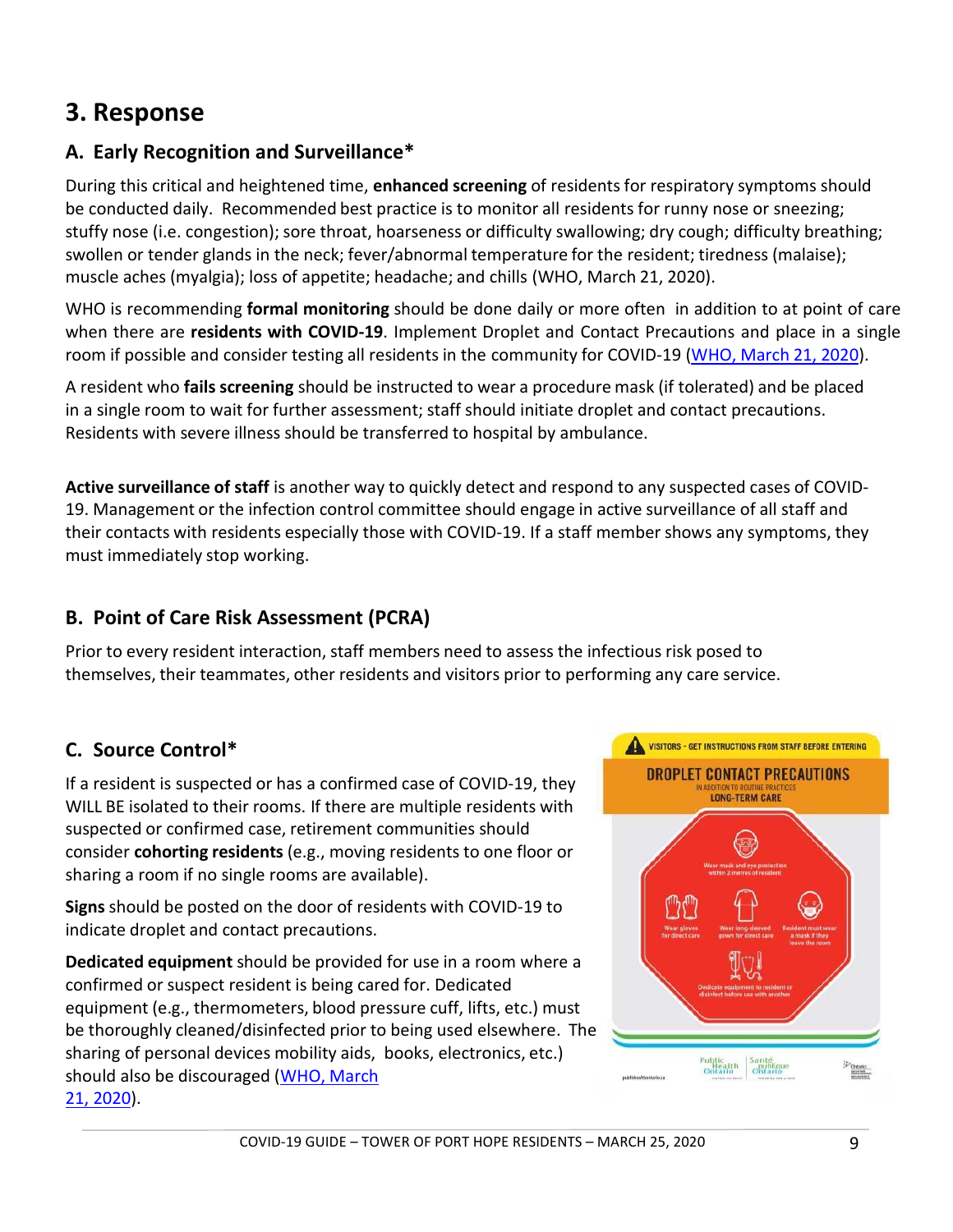## 3. Response

### A. Early Recognition and Surveillance*

During this critical and heightened time, **enhanced screening** of residents for respiratory symptoms should be conducted daily. Recommended best practice is to monitor all residents for runny nose or sneezing; stuffy nose (i.e. congestion); sore throat, hoarseness or difficulty swallowing; dry cough; difficulty breathing; swollen or tender glands in the neck; fever/abnormal temperature for the resident; tiredness (malaise); muscle aches (myalgia); loss of appetite; headache; and chills (WHO, March 21, 2020).

WHO is recommending **formal monitoring** should be done daily or more often in addition to at point of care when there are **residents with COVID-19**. Implement Droplet and Contact Precautions and place in a single room if possible and consider testing all residents in the community for COVID-19 (WHO, March 21, 2020).

A resident who **fails screening** should be instructed to wear a procedure mask (if tolerated) and be placed in a single room to wait for further assessment; staff should initiate droplet and contact precautions. Residents with severe illness should be transferred to hospital by ambulance.

**Active surveillance of staff** is another way to quickly detect and respond to any suspected cases of COVID-19. Management or the infection control committee should engage in active surveillance of all staff and their contacts with residents especially those with COVID-19. If a staff member shows any symptoms, they must immediately stop working.

### B. Point of Care Risk Assessment (PCRA)

Prior to every resident interaction, staff members need to assess the infectious risk posed to themselves, their teammates, other residents and visitors prior to performing any care service.

### C. Source Control*

If a resident is suspected or has a confirmed case of COVID-19, they WILL BE isolated to their rooms. If there are multiple residents with suspected or confirmed case, retirement communities should consider **cohorting residents** (e.g., moving residents to one floor or sharing a room if no single rooms are available).

**Signs** should be posted on the door of residents with COVID-19 to indicate droplet and contact precautions.

**Dedicated equipment** should be provided for use in a room where a confirmed or suspect resident is being cared for. Dedicated equipment (e.g., thermometers, blood pressure cuff, lifts, etc.) must be thoroughly cleaned/disinfected prior to being used elsewhere. The sharing of personal devices mobility aids, books, electronics, etc.) should also be discouraged (WHO, March 21, 2020).

VISITORS - GET INSTRUCTIONS FROM STAFF BEFORE ENTERING

DROPLET CONTACT PRECAUTIONS

IN ADDITION TO ROUTINE PRACTICES

LONG-TERM CARE

Wear mask and eye protection within 2 metres of resident

Wear gloves for direct care

Wear long-sleeved gown for direct care

Resident must wear a mask if they leave the room

Dedicate equipment to resident or disinfect before use with another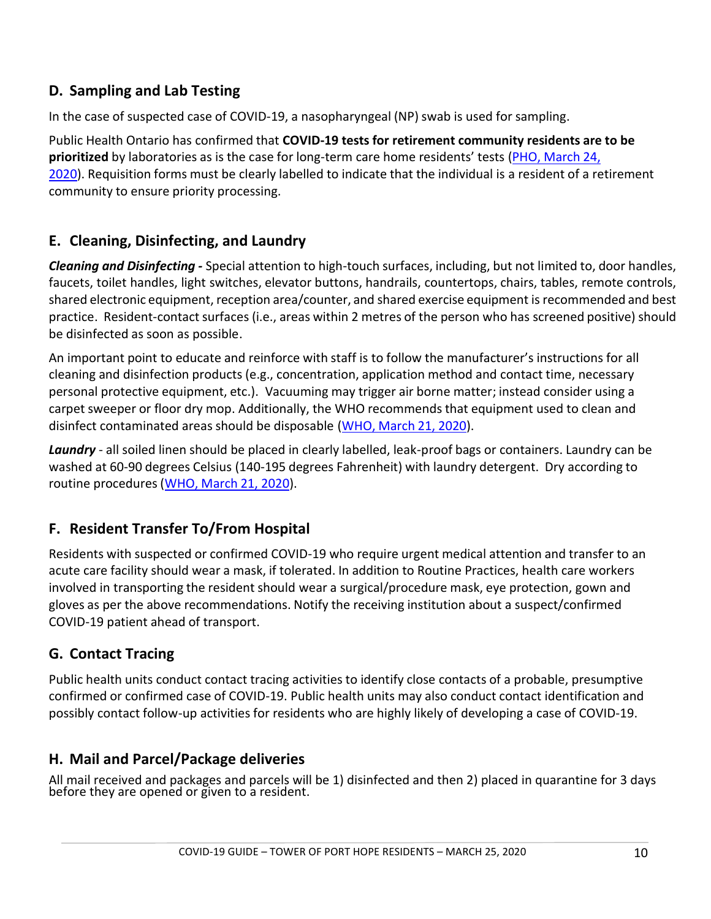## D. Sampling and Lab Testing

In the case of suspected case of COVID-19, a nasopharyngeal (NP) swab is used for sampling.

Public Health Ontario has confirmed that **COVID-19 tests for retirement community residents are to be prioritized** by laboratories as is the case for long-term care home residents' tests (PHO, March 24, 2020). Requisition forms must be clearly labelled to indicate that the individual is a resident of a retirement community to ensure priority processing.

## E. Cleaning, Disinfecting, and Laundry

***Cleaning and Disinfecting -*** Special attention to high-touch surfaces, including, but not limited to, door handles, faucets, toilet handles, light switches, elevator buttons, handrails, countertops, chairs, tables, remote controls, shared electronic equipment, reception area/counter, and shared exercise equipment is recommended and best practice. Resident-contact surfaces (i.e., areas within 2 metres of the person who has screened positive) should be disinfected as soon as possible.

An important point to educate and reinforce with staff is to follow the manufacturer's instructions for all cleaning and disinfection products (e.g., concentration, application method and contact time, necessary personal protective equipment, etc.). Vacuuming may trigger air borne matter; instead consider using a carpet sweeper or floor dry mop. Additionally, the WHO recommends that equipment used to clean and disinfect contaminated areas should be disposable (WHO, March 21, 2020).

***Laundry*** - all soiled linen should be placed in clearly labelled, leak-proof bags or containers. Laundry can be washed at 60-90 degrees Celsius (140-195 degrees Fahrenheit) with laundry detergent. Dry according to routine procedures (WHO, March 21, 2020).

## F. Resident Transfer To/From Hospital

Residents with suspected or confirmed COVID-19 who require urgent medical attention and transfer to an acute care facility should wear a mask, if tolerated. In addition to Routine Practices, health care workers involved in transporting the resident should wear a surgical/procedure mask, eye protection, gown and gloves as per the above recommendations. Notify the receiving institution about a suspect/confirmed COVID-19 patient ahead of transport.

## G. Contact Tracing

Public health units conduct contact tracing activities to identify close contacts of a probable, presumptive confirmed or confirmed case of COVID-19. Public health units may also conduct contact identification and possibly contact follow-up activities for residents who are highly likely of developing a case of COVID-19.

## H. Mail and Parcel/Package deliveries

All mail received and packages and parcels will be 1) disinfected and then 2) placed in quarantine for 3 days before they are opened or given to a resident.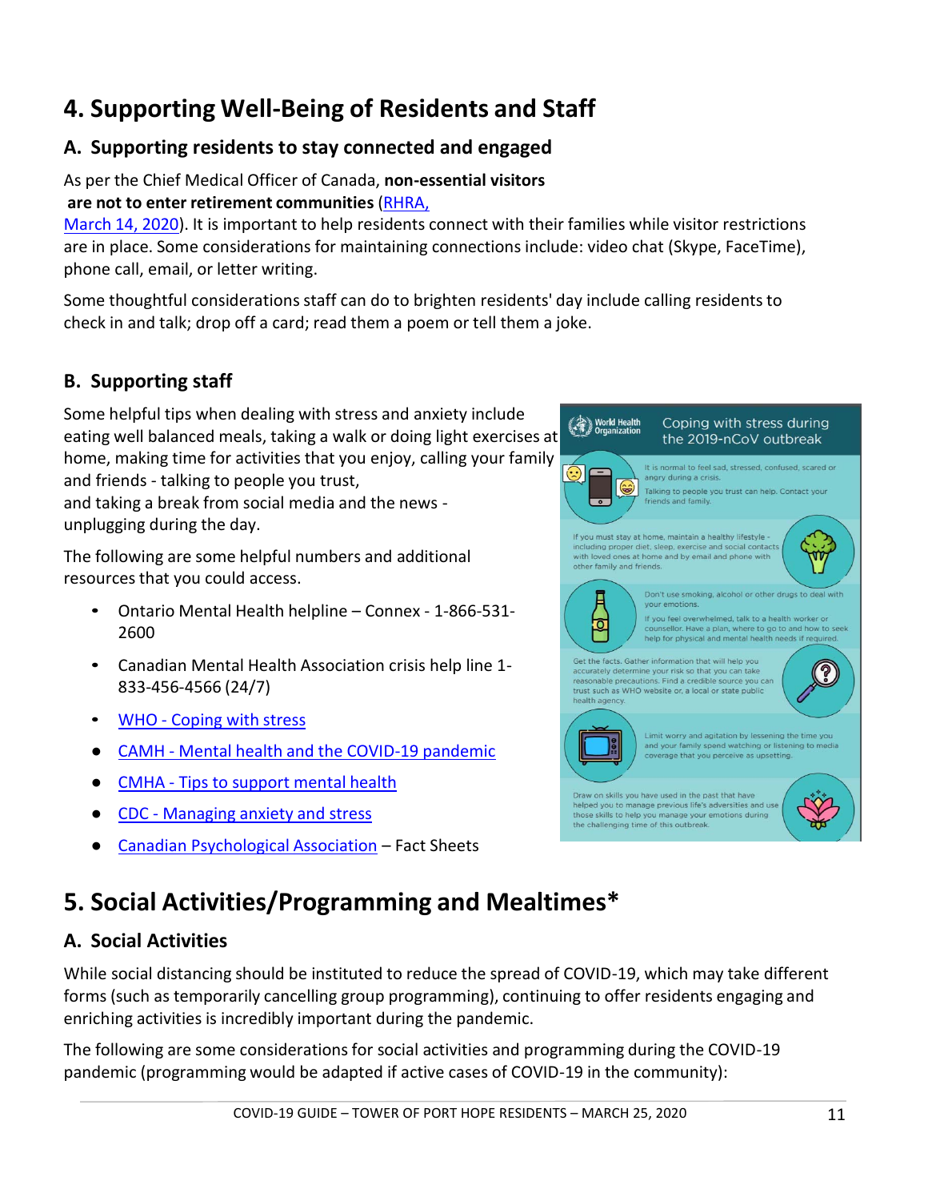# 4. Supporting Well-Being of Residents and Staff

## A. Supporting residents to stay connected and engaged

As per the Chief Medical Officer of Canada, **non-essential visitors are not to enter retirement communities** (RHRA, March 14, 2020). It is important to help residents connect with their families while visitor restrictions are in place. Some considerations for maintaining connections include: video chat (Skype, FaceTime), phone call, email, or letter writing.

Some thoughtful considerations staff can do to brighten residents' day include calling residents to check in and talk; drop off a card; read them a poem or tell them a joke.

## B. Supporting staff

Some helpful tips when dealing with stress and anxiety include eating well balanced meals, taking a walk or doing light exercises at home, making time for activities that you enjoy, calling your family and friends - talking to people you trust, and taking a break from social media and the news - unplugging during the day.

The following are some helpful numbers and additional resources that you could access.

- Ontario Mental Health helpline – Connex - 1-866-531-2600
- Canadian Mental Health Association crisis help line 1-833-456-4566 (24/7)
- WHO - Coping with stress
- CAMH - Mental health and the COVID-19 pandemic
- CMHA - Tips to support mental health
- CDC - Managing anxiety and stress
- Canadian Psychological Association – Fact Sheets

World Health Organization — Coping with stress during the 2019-nCoV outbreak

It is normal to feel sad, stressed, confused, scared or angry during a crisis.

Talking to people you trust can help. Contact your friends and family.

If you must stay at home, maintain a healthy lifestyle - including proper diet, sleep, exercise and social contacts with loved ones at home and by email and phone with other family and friends.

Don't use smoking, alcohol or other drugs to deal with your emotions.

If you feel overwhelmed, talk to a health worker or counsellor. Have a plan, where to go to and how to seek help for physical and mental health needs if required.

Get the facts. Gather information that will help you accurately determine your risk so that you can take reasonable precautions. Find a credible source you can trust such as WHO website or, a local or state public health agency.

Limit worry and agitation by lessening the time you and your family spend watching or listening to media coverage that you perceive as upsetting.

Draw on skills you have used in the past that have helped you to manage previous life's adversities and use those skills to help you manage your emotions during the challenging time of this outbreak.

# 5. Social Activities/Programming and Mealtimes*

## A. Social Activities

While social distancing should be instituted to reduce the spread of COVID-19, which may take different forms (such as temporarily cancelling group programming), continuing to offer residents engaging and enriching activities is incredibly important during the pandemic.

The following are some considerations for social activities and programming during the COVID-19 pandemic (programming would be adapted if active cases of COVID-19 in the community):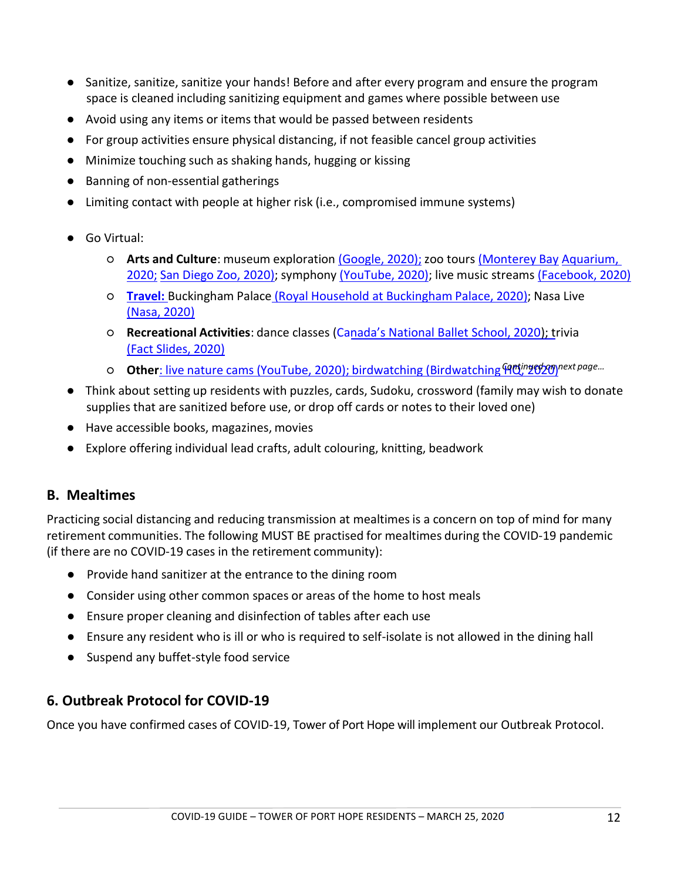- Sanitize, sanitize, sanitize your hands! Before and after every program and ensure the program space is cleaned including sanitizing equipment and games where possible between use
- Avoid using any items or items that would be passed between residents
- For group activities ensure physical distancing, if not feasible cancel group activities
- Minimize touching such as shaking hands, hugging or kissing
- Banning of non-essential gatherings
- Limiting contact with people at higher risk (i.e., compromised immune systems)
- Go Virtual:
  - **Arts and Culture**: museum exploration (Google, 2020); zoo tours (Monterey Bay Aquarium, 2020; San Diego Zoo, 2020); symphony (YouTube, 2020); live music streams (Facebook, 2020)
  - **Travel:** Buckingham Palace (Royal Household at Buckingham Palace, 2020); Nasa Live (Nasa, 2020)
  - **Recreational Activities**: dance classes (Canada's National Ballet School, 2020); trivia (Fact Slides, 2020)
  - **Other**: live nature cams (YouTube, 2020); birdwatching (Birdwatching HQ, 2020)

*Continued on next page…*

- Think about setting up residents with puzzles, cards, Sudoku, crossword (family may wish to donate supplies that are sanitized before use, or drop off cards or notes to their loved one)
- Have accessible books, magazines, movies
- Explore offering individual lead crafts, adult colouring, knitting, beadwork

### B. Mealtimes

Practicing social distancing and reducing transmission at mealtimes is a concern on top of mind for many retirement communities. The following MUST BE practised for mealtimes during the COVID-19 pandemic (if there are no COVID-19 cases in the retirement community):

- Provide hand sanitizer at the entrance to the dining room
- Consider using other common spaces or areas of the home to host meals
- Ensure proper cleaning and disinfection of tables after each use
- Ensure any resident who is ill or who is required to self-isolate is not allowed in the dining hall
- Suspend any buffet-style food service

## 6. Outbreak Protocol for COVID-19

Once you have confirmed cases of COVID-19, Tower of Port Hope will implement our Outbreak Protocol.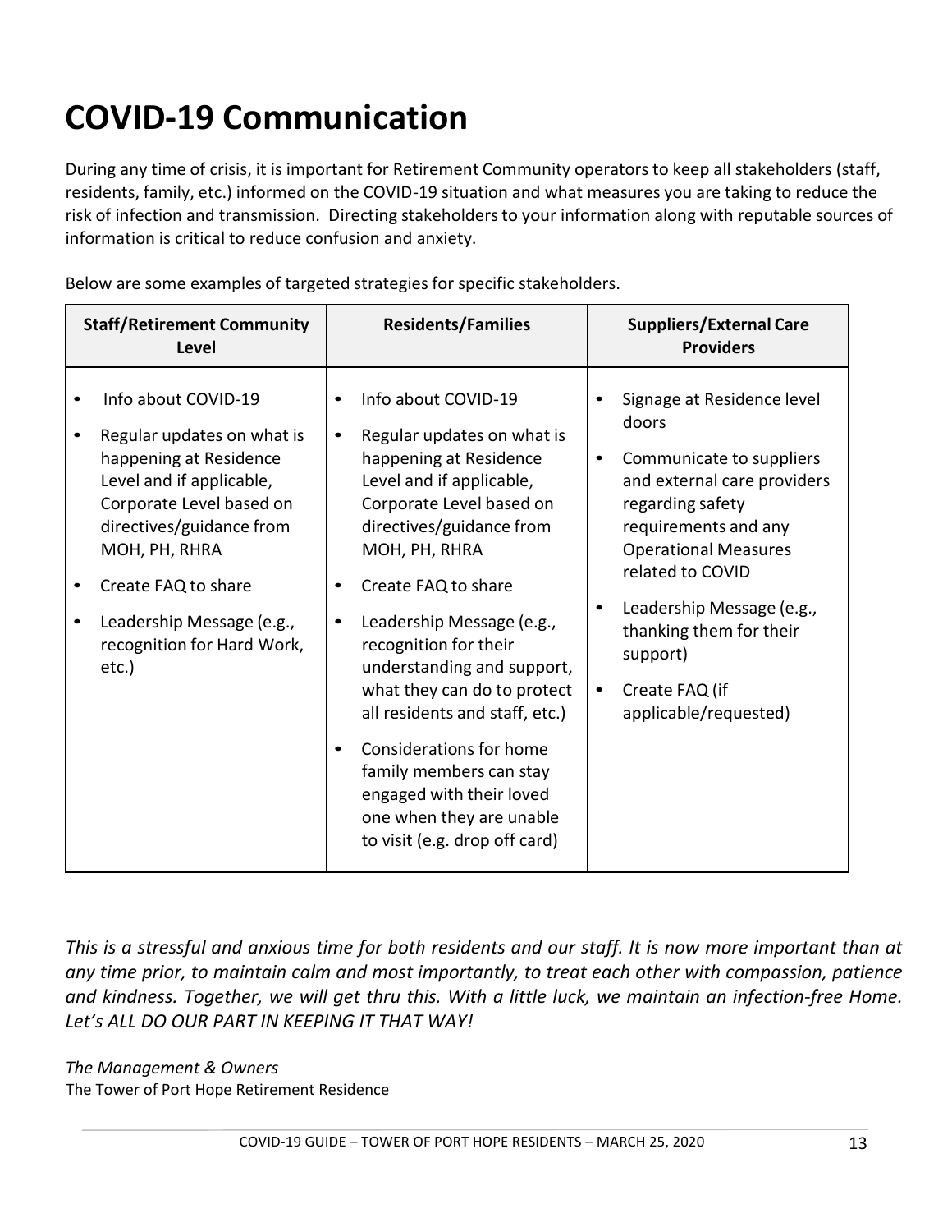# COVID-19 Communication

During any time of crisis, it is important for Retirement Community operators to keep all stakeholders (staff, residents, family, etc.) informed on the COVID-19 situation and what measures you are taking to reduce the risk of infection and transmission. Directing stakeholders to your information along with reputable sources of information is critical to reduce confusion and anxiety.

Below are some examples of targeted strategies for specific stakeholders.

| Staff/Retirement Community Level | Residents/Families | Suppliers/External Care Providers |
|---|---|---|
| • Info about COVID-19<br>• Regular updates on what is happening at Residence Level and if applicable, Corporate Level based on directives/guidance from MOH, PH, RHRA<br>• Create FAQ to share<br>• Leadership Message (e.g., recognition for Hard Work, etc.) | • Info about COVID-19<br>• Regular updates on what is happening at Residence Level and if applicable, Corporate Level based on directives/guidance from MOH, PH, RHRA<br>• Create FAQ to share<br>• Leadership Message (e.g., recognition for their understanding and support, what they can do to protect all residents and staff, etc.)<br>• Considerations for home family members can stay engaged with their loved one when they are unable to visit (e.g. drop off card) | • Signage at Residence level doors<br>• Communicate to suppliers and external care providers regarding safety requirements and any Operational Measures related to COVID<br>• Leadership Message (e.g., thanking them for their support)<br>• Create FAQ (if applicable/requested) |

*This is a stressful and anxious time for both residents and our staff. It is now more important than at any time prior, to maintain calm and most importantly, to treat each other with compassion, patience and kindness. Together, we will get thru this. With a little luck, we maintain an infection-free Home. Let's ALL DO OUR PART IN KEEPING IT THAT WAY!*

*The Management & Owners*
The Tower of Port Hope Retirement Residence